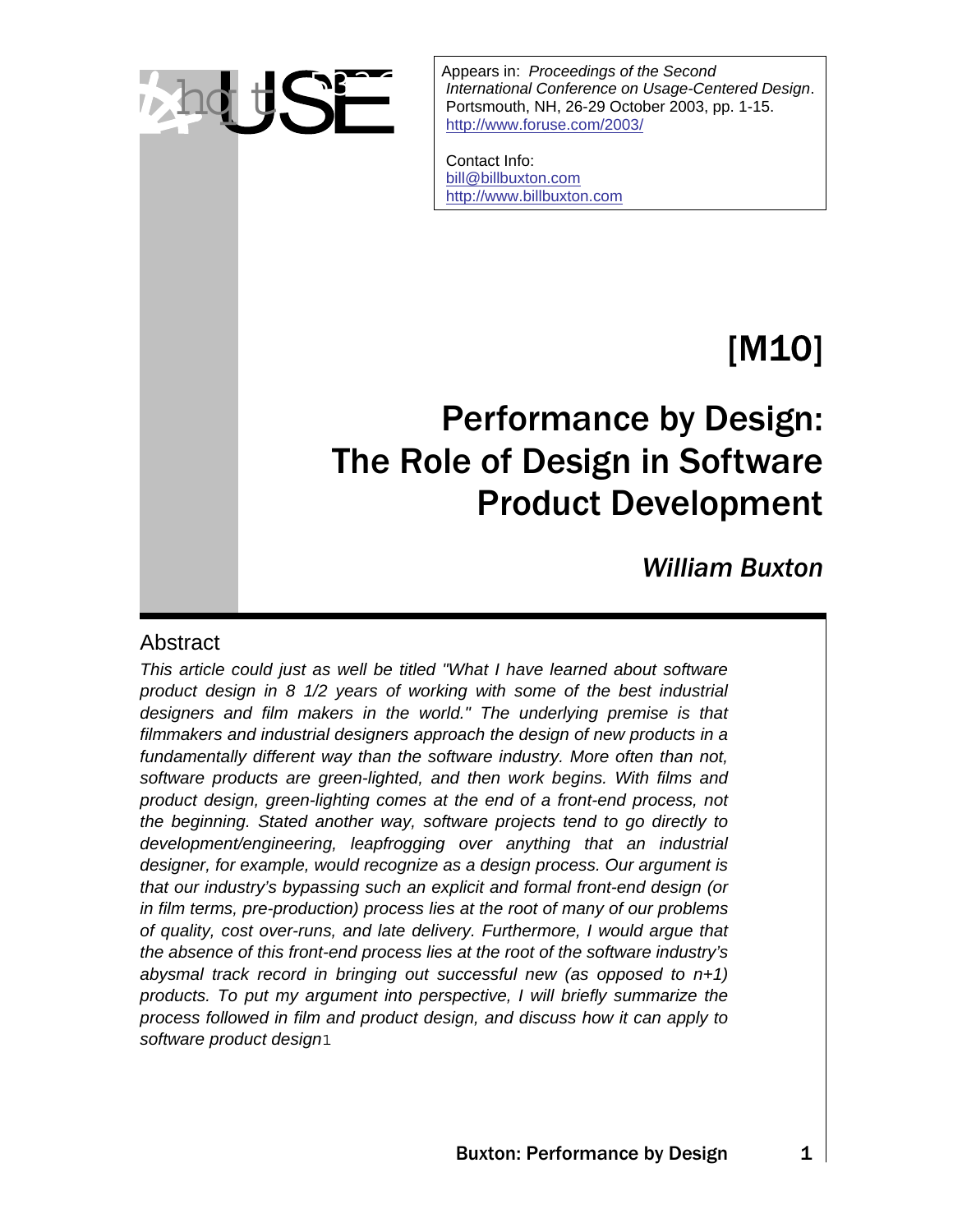Appears in: *Proceedings of the Second International Conference on Usage-Centered Design*. Portsmouth, NH, 26-29 October 2003, pp. 1-15. http://www.foruse.com/2003/

Contact Info:
bill@billbuxton.com
http://www.billbuxton.com

[M10]

# Performance by Design: The Role of Design in Software Product Development

*William Buxton*

## Abstract

*This article could just as well be titled "What I have learned about software product design in 8 1/2 years of working with some of the best industrial designers and film makers in the world." The underlying premise is that filmmakers and industrial designers approach the design of new products in a fundamentally different way than the software industry. More often than not, software products are green-lighted, and then work begins. With films and product design, green-lighting comes at the end of a front-end process, not the beginning. Stated another way, software projects tend to go directly to development/engineering, leapfrogging over anything that an industrial designer, for example, would recognize as a design process. Our argument is that our industry's bypassing such an explicit and formal front-end design (or in film terms, pre-production) process lies at the root of many of our problems of quality, cost over-runs, and late delivery. Furthermore, I would argue that the absence of this front-end process lies at the root of the software industry's abysmal track record in bringing out successful new (as opposed to n+1) products. To put my argument into perspective, I will briefly summarize the process followed in film and product design, and discuss how it can apply to software product design*[1]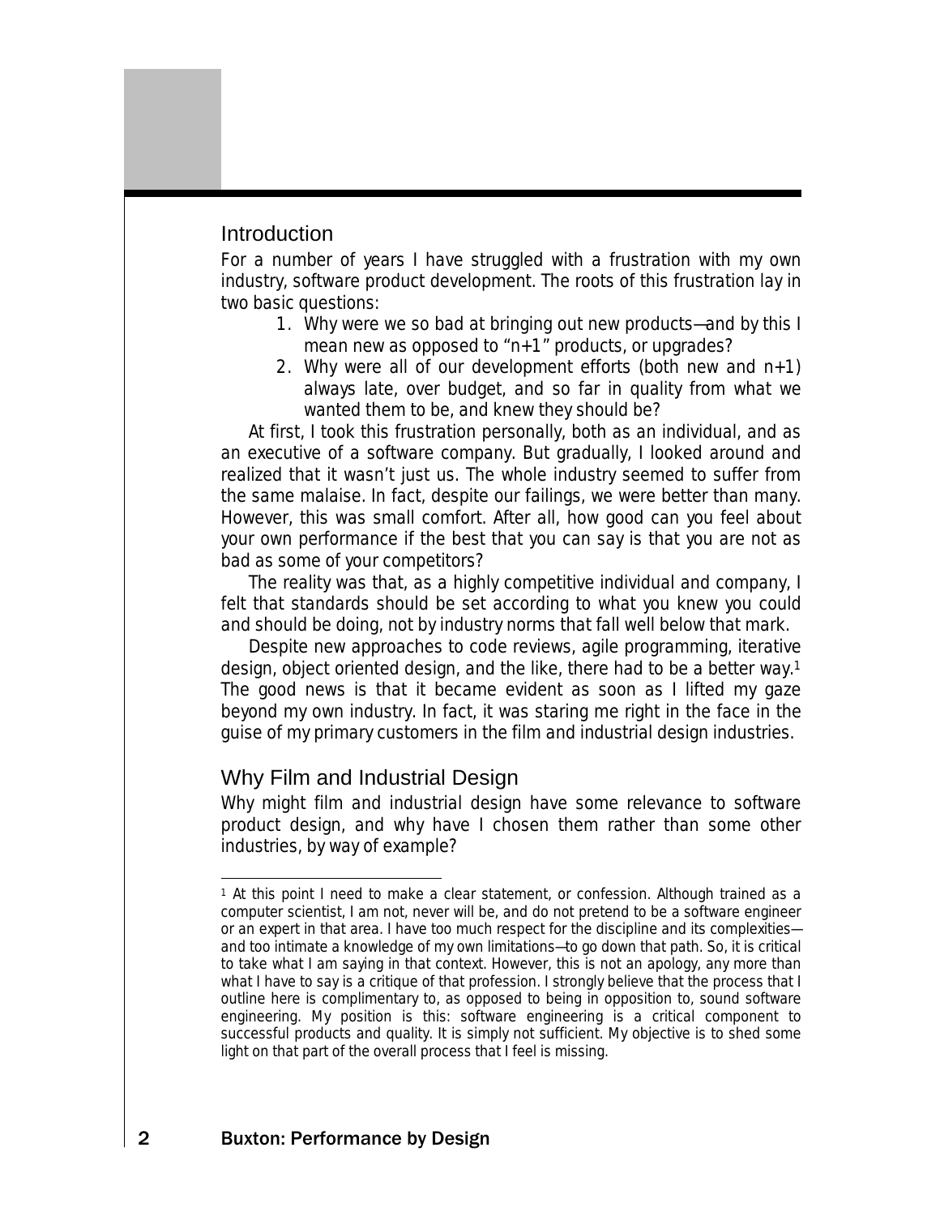## Introduction

For a number of years I have struggled with a frustration with my own industry, software product development. The roots of this frustration lay in two basic questions:

1. Why were we so bad at bringing out new products—and by this I mean new as opposed to "n+1" products, or upgrades?
2. Why were all of our development efforts (both new and n+1) always late, over budget, and so far in quality from what we wanted them to be, and knew they should be?

At first, I took this frustration personally, both as an individual, and as an executive of a software company. But gradually, I looked around and realized that it wasn't just us. The whole industry seemed to suffer from the same malaise. In fact, despite our failings, we were better than many. However, this was small comfort. After all, how good can you feel about your own performance if the best that you can say is that you are not as bad as some of your competitors?

The reality was that, as a highly competitive individual and company, I felt that standards should be set according to what you knew you could and should be doing, not by industry norms that fall well below that mark.

Despite new approaches to code reviews, agile programming, iterative design, object oriented design, and the like, there had to be a better way.[1] The good news is that it became evident as soon as I lifted my gaze beyond my own industry. In fact, it was staring me right in the face in the guise of my primary customers in the film and industrial design industries.

## Why Film and Industrial Design

Why might film and industrial design have some relevance to software product design, and why have I chosen them rather than some other industries, by way of example?

---

[1] At this point I need to make a clear statement, or confession. Although trained as a computer scientist, I am not, never will be, and do not pretend to be a software engineer or an expert in that area. I have too much respect for the discipline and its complexities—and too intimate a knowledge of my own limitations—to go down that path. So, it is critical to take what I am saying in that context. However, this is not an apology, any more than what I have to say is a critique of that profession. I strongly believe that the process that I outline here is complimentary to, as opposed to being in opposition to, sound software engineering. My position is this: software engineering is a critical component to successful products and quality. It is simply not sufficient. My objective is to shed some light on that part of the overall process that I feel is missing.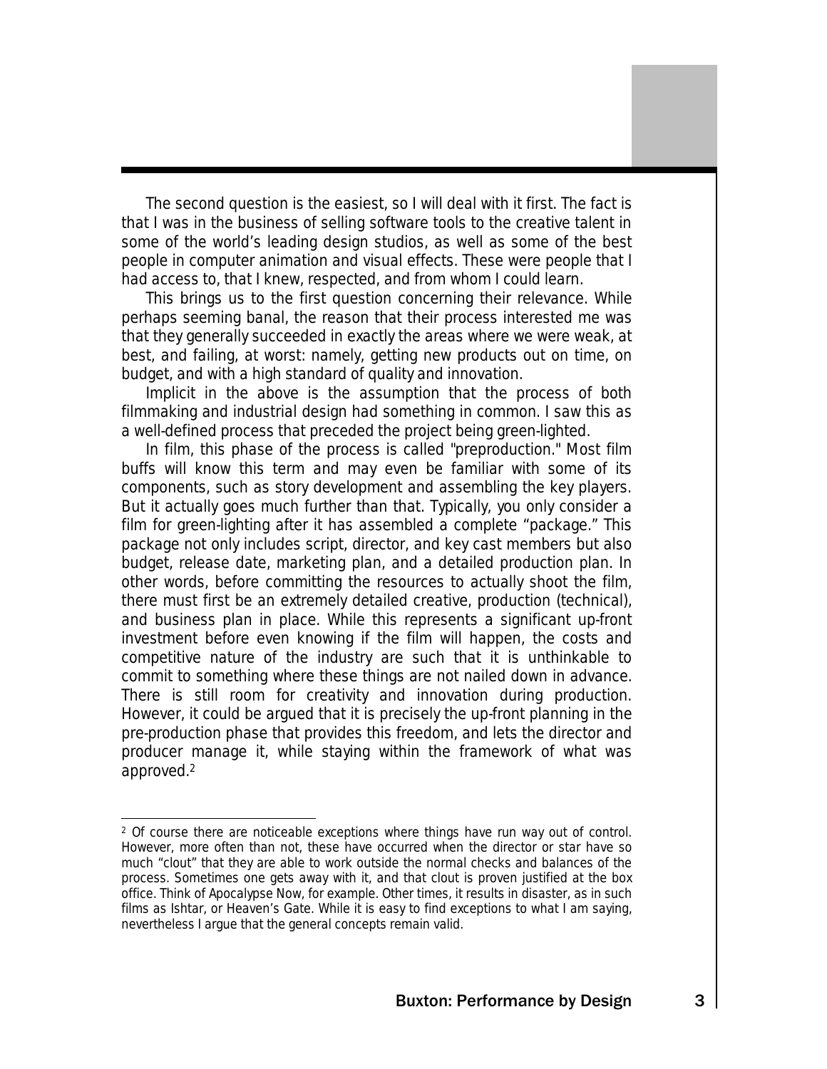The second question is the easiest, so I will deal with it first. The fact is that I was in the business of selling software tools to the creative talent in some of the world's leading design studios, as well as some of the best people in computer animation and visual effects. These were people that I had access to, that I knew, respected, and from whom I could learn.

This brings us to the first question concerning their relevance. While perhaps seeming banal, the reason that their process interested me was that they generally succeeded in exactly the areas where we were weak, at best, and failing, at worst: namely, getting new products out on time, on budget, and with a high standard of quality and innovation.

Implicit in the above is the assumption that the process of both filmmaking and industrial design had something in common. I saw this as a well-defined process that preceded the project being green-lighted.

In film, this phase of the process is called "preproduction." Most film buffs will know this term and may even be familiar with some of its components, such as story development and assembling the key players. But it actually goes much further than that. Typically, you only consider a film for green-lighting after it has assembled a complete "package." This package not only includes script, director, and key cast members but also budget, release date, marketing plan, and a detailed production plan. In other words, before committing the resources to actually shoot the film, there must first be an extremely detailed creative, production (technical), and business plan in place. While this represents a significant up-front investment before even knowing if the film will happen, the costs and competitive nature of the industry are such that it is unthinkable to commit to something where these things are not nailed down in advance. There is still room for creativity and innovation during production. However, it could be argued that it is precisely the up-front planning in the pre-production phase that provides this freedom, and lets the director and producer manage it, while staying within the framework of what was approved.[2]

---

[2] Of course there are noticeable exceptions where things have run way out of control. However, more often than not, these have occurred when the director or star have so much "clout" that they are able to work outside the normal checks and balances of the process. Sometimes one gets away with it, and that clout is proven justified at the box office. Think of Apocalypse Now, for example. Other times, it results in disaster, as in such films as Ishtar, or Heaven's Gate. While it is easy to find exceptions to what I am saying, nevertheless I argue that the general concepts remain valid.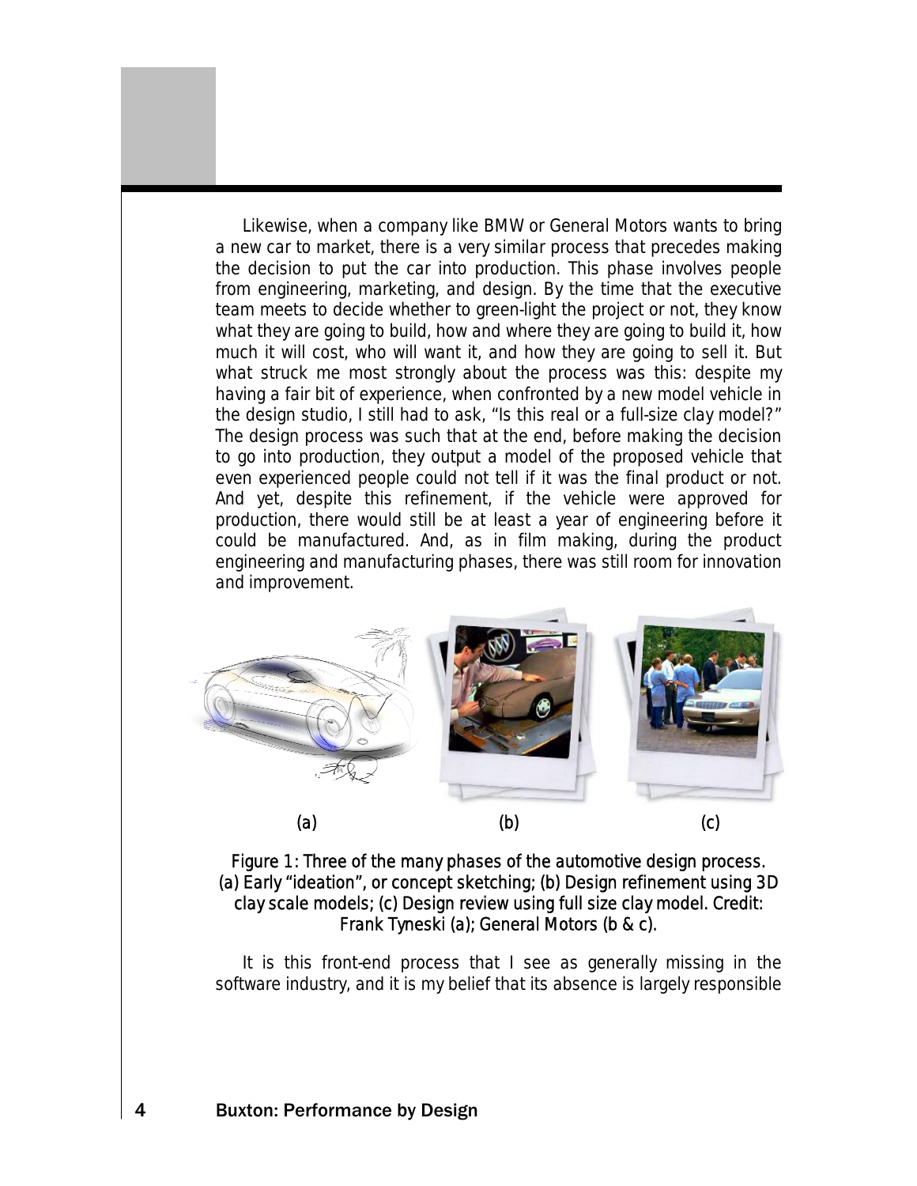Likewise, when a company like BMW or General Motors wants to bring a new car to market, there is a very similar process that precedes making the decision to put the car into production. This phase involves people from engineering, marketing, and design. By the time that the executive team meets to decide whether to green-light the project or not, they know what they are going to build, how and where they are going to build it, how much it will cost, who will want it, and how they are going to sell it. But what struck me most strongly about the process was this: despite my having a fair bit of experience, when confronted by a new model vehicle in the design studio, I still had to ask, "Is this real or a full-size clay model?" The design process was such that at the end, before making the decision to go into production, they output a model of the proposed vehicle that even experienced people could not tell if it was the final product or not. And yet, despite this refinement, if the vehicle were approved for production, there would still be at least a year of engineering before it could be manufactured. And, as in film making, during the product engineering and manufacturing phases, there was still room for innovation and improvement.

(a) (b) (c)

Figure 1: Three of the many phases of the automotive design process. (a) Early "ideation", or concept sketching; (b) Design refinement using 3D clay scale models; (c) Design review using full size clay model. Credit: Frank Tyneski (a); General Motors (b & c).

It is this front-end process that I see as generally missing in the software industry, and it is my belief that its absence is largely responsible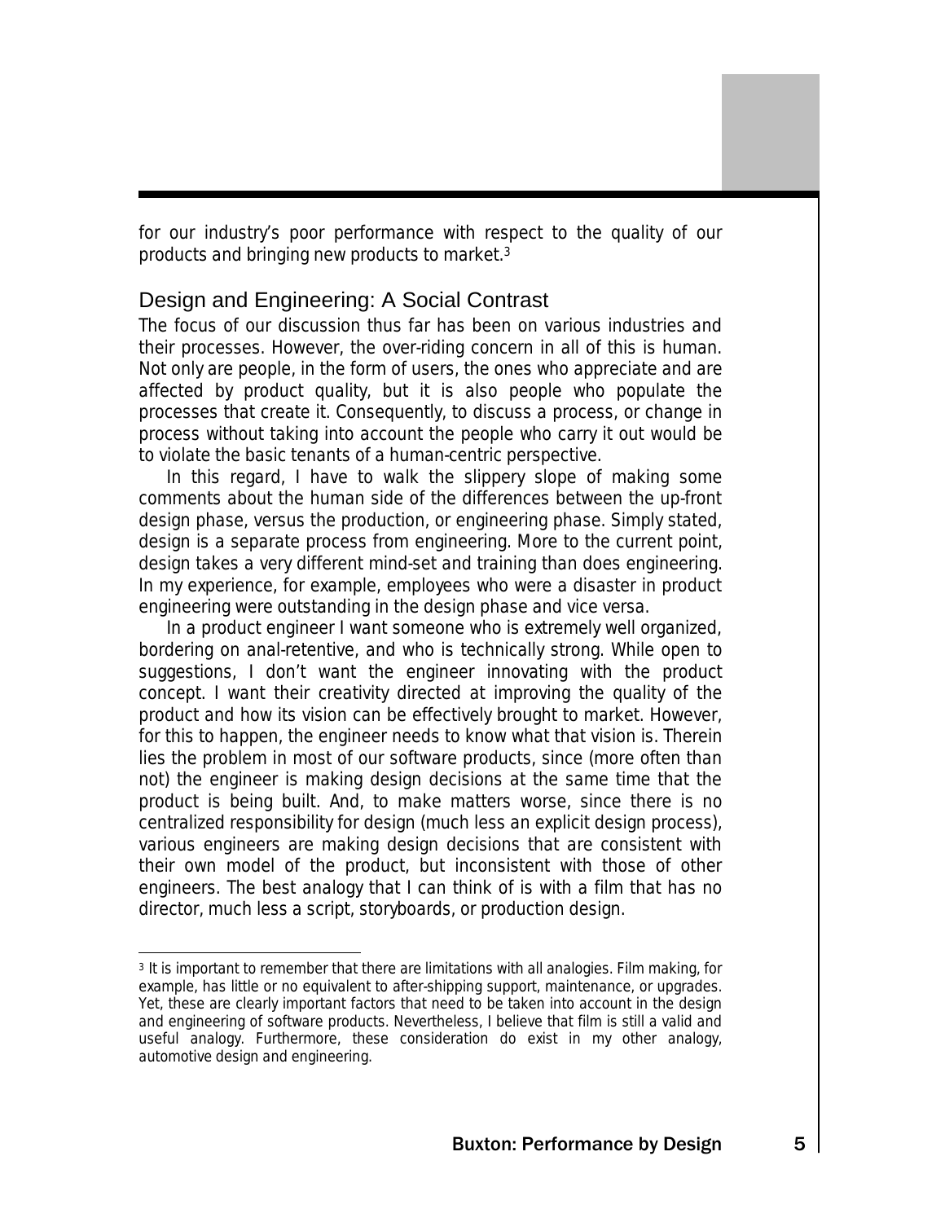for our industry's poor performance with respect to the quality of our products and bringing new products to market.[3]

## Design and Engineering: A Social Contrast

The focus of our discussion thus far has been on various industries and their processes. However, the over-riding concern in all of this is human. Not only are people, in the form of users, the ones who appreciate and are affected by product quality, but it is also people who populate the processes that create it. Consequently, to discuss a process, or change in process without taking into account the people who carry it out would be to violate the basic tenants of a human-centric perspective.

In this regard, I have to walk the slippery slope of making some comments about the human side of the differences between the up-front design phase, versus the production, or engineering phase. Simply stated, design is a separate process from engineering. More to the current point, design takes a very different mind-set and training than does engineering. In my experience, for example, employees who were a disaster in product engineering were outstanding in the design phase and vice versa.

In a product engineer I want someone who is extremely well organized, bordering on anal-retentive, and who is technically strong. While open to suggestions, I don't want the engineer innovating with the product concept. I want their creativity directed at improving the quality of the product and how its vision can be effectively brought to market. However, for this to happen, the engineer needs to know what that vision is. Therein lies the problem in most of our software products, since (more often than not) the engineer is making design decisions at the same time that the product is being built. And, to make matters worse, since there is no centralized responsibility for design (much less an explicit design process), various engineers are making design decisions that are consistent with their own model of the product, but inconsistent with those of other engineers. The best analogy that I can think of is with a film that has no director, much less a script, storyboards, or production design.

---

[3] It is important to remember that there are limitations with all analogies. Film making, for example, has little or no equivalent to after-shipping support, maintenance, or upgrades. Yet, these are clearly important factors that need to be taken into account in the design and engineering of software products. Nevertheless, I believe that film is still a valid and useful analogy. Furthermore, these consideration do exist in my other analogy, automotive design and engineering.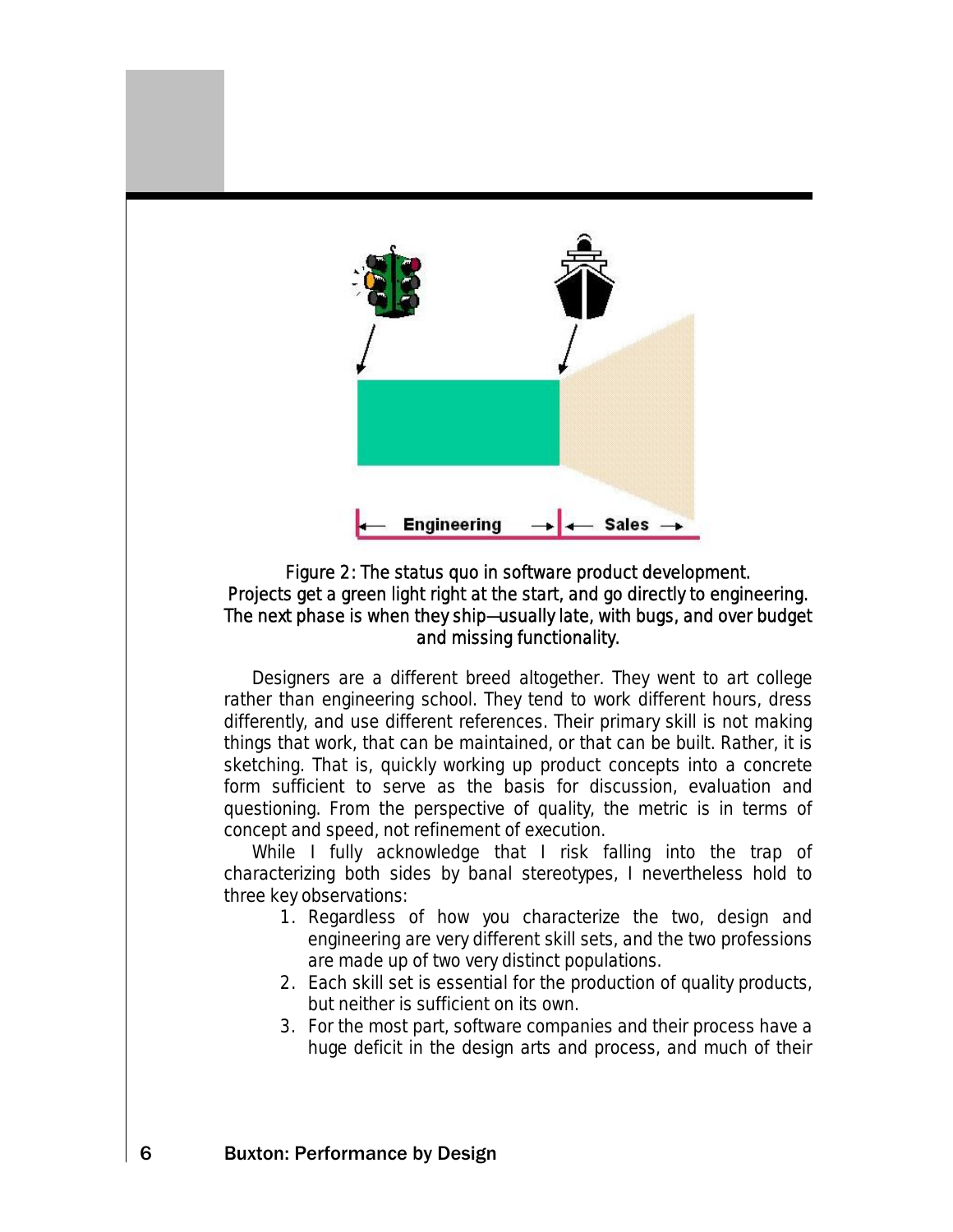Figure 2: The status quo in software product development. Projects get a green light right at the start, and go directly to engineering. The next phase is when they ship—usually late, with bugs, and over budget and missing functionality.

Designers are a different breed altogether. They went to art college rather than engineering school. They tend to work different hours, dress differently, and use different references. Their primary skill is not making things that work, that can be maintained, or that can be built. Rather, it is sketching. That is, quickly working up product concepts into a concrete form sufficient to serve as the basis for discussion, evaluation and questioning. From the perspective of quality, the metric is in terms of concept and speed, not refinement of execution.

While I fully acknowledge that I risk falling into the trap of characterizing both sides by banal stereotypes, I nevertheless hold to three key observations:

1. Regardless of how you characterize the two, design and engineering are very different skill sets, and the two professions are made up of two very distinct populations.
2. Each skill set is essential for the production of quality products, but neither is sufficient on its own.
3. For the most part, software companies and their process have a huge deficit in the design arts and process, and much of their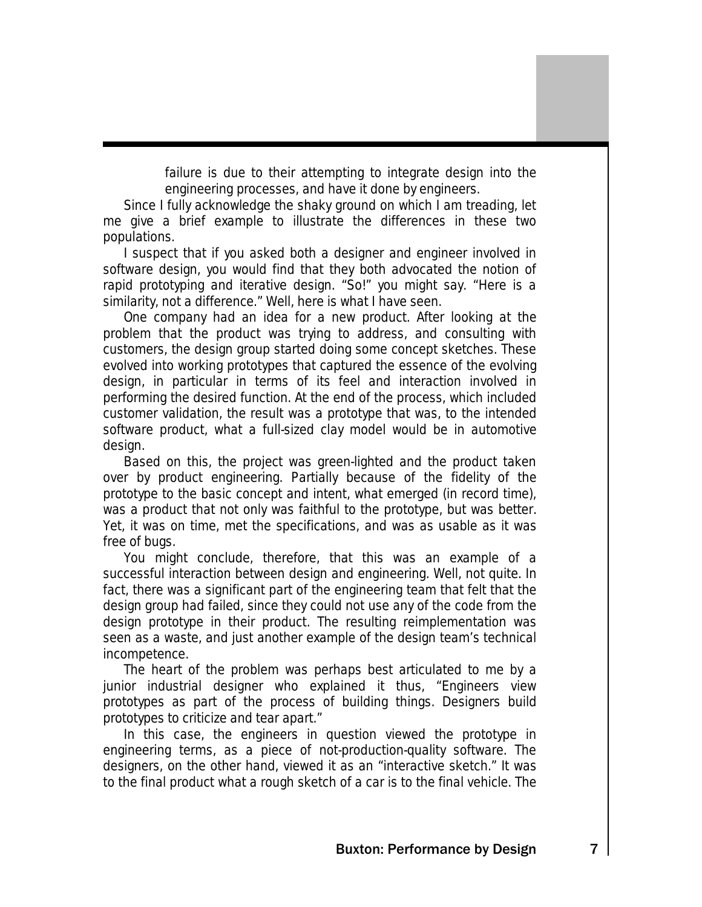failure is due to their attempting to integrate design into the engineering processes, and have it done by engineers.

Since I fully acknowledge the shaky ground on which I am treading, let me give a brief example to illustrate the differences in these two populations.

I suspect that if you asked both a designer and engineer involved in software design, you would find that they both advocated the notion of rapid prototyping and iterative design. "So!" you might say. "Here is a similarity, not a difference." Well, here is what I have seen.

One company had an idea for a new product. After looking at the problem that the product was trying to address, and consulting with customers, the design group started doing some concept sketches. These evolved into working prototypes that captured the essence of the evolving design, in particular in terms of its feel and interaction involved in performing the desired function. At the end of the process, which included customer validation, the result was a prototype that was, to the intended software product, what a full-sized clay model would be in automotive design.

Based on this, the project was green-lighted and the product taken over by product engineering. Partially because of the fidelity of the prototype to the basic concept and intent, what emerged (in record time), was a product that not only was faithful to the prototype, but was better. Yet, it was on time, met the specifications, and was as usable as it was free of bugs.

You might conclude, therefore, that this was an example of a successful interaction between design and engineering. Well, not quite. In fact, there was a significant part of the engineering team that felt that the design group had failed, since they could not use any of the code from the design prototype in their product. The resulting reimplementation was seen as a waste, and just another example of the design team's technical incompetence.

The heart of the problem was perhaps best articulated to me by a junior industrial designer who explained it thus, "Engineers view prototypes as part of the process of building things. Designers build prototypes to criticize and tear apart."

In this case, the engineers in question viewed the prototype in engineering terms, as a piece of not-production-quality software. The designers, on the other hand, viewed it as an "interactive sketch." It was to the final product what a rough sketch of a car is to the final vehicle. The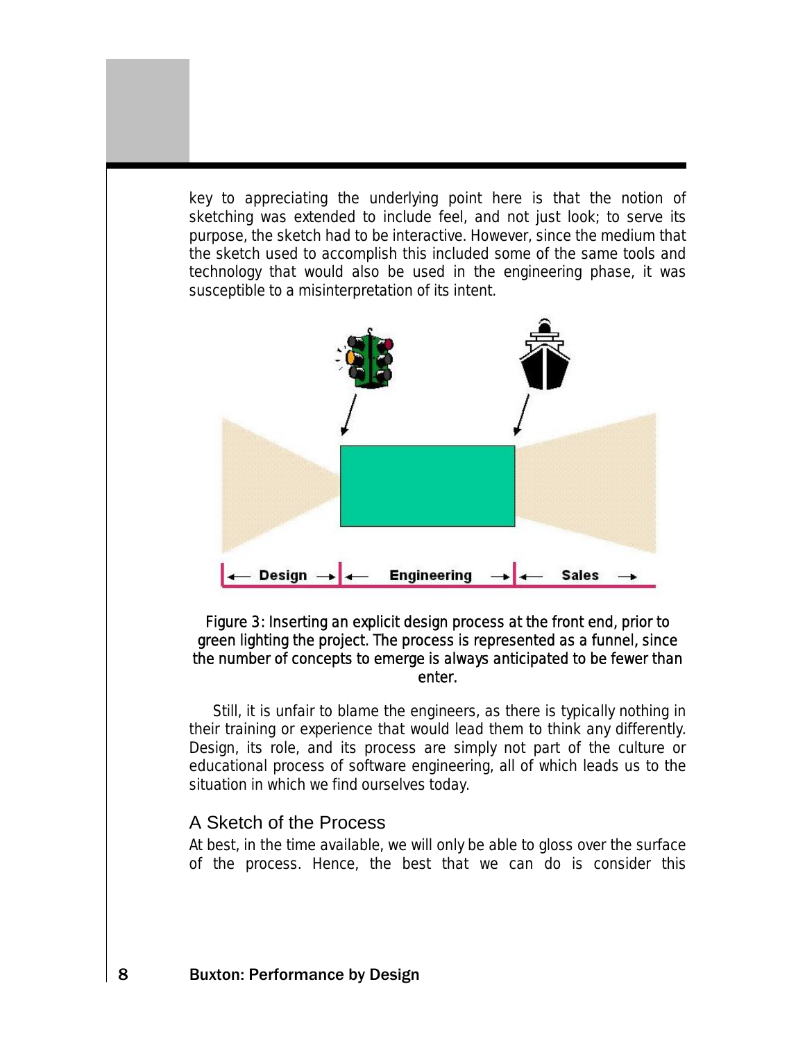key to appreciating the underlying point here is that the notion of sketching was extended to include feel, and not just look; to serve its purpose, the sketch had to be interactive. However, since the medium that the sketch used to accomplish this included some of the same tools and technology that would also be used in the engineering phase, it was susceptible to a misinterpretation of its intent.

Figure 3: Inserting an explicit design process at the front end, prior to green lighting the project. The process is represented as a funnel, since the number of concepts to emerge is always anticipated to be fewer than enter.

Still, it is unfair to blame the engineers, as there is typically nothing in their training or experience that would lead them to think any differently. Design, its role, and its process are simply not part of the culture or educational process of software engineering, all of which leads us to the situation in which we find ourselves today.

## A Sketch of the Process

At best, in the time available, we will only be able to gloss over the surface of the process. Hence, the best that we can do is consider this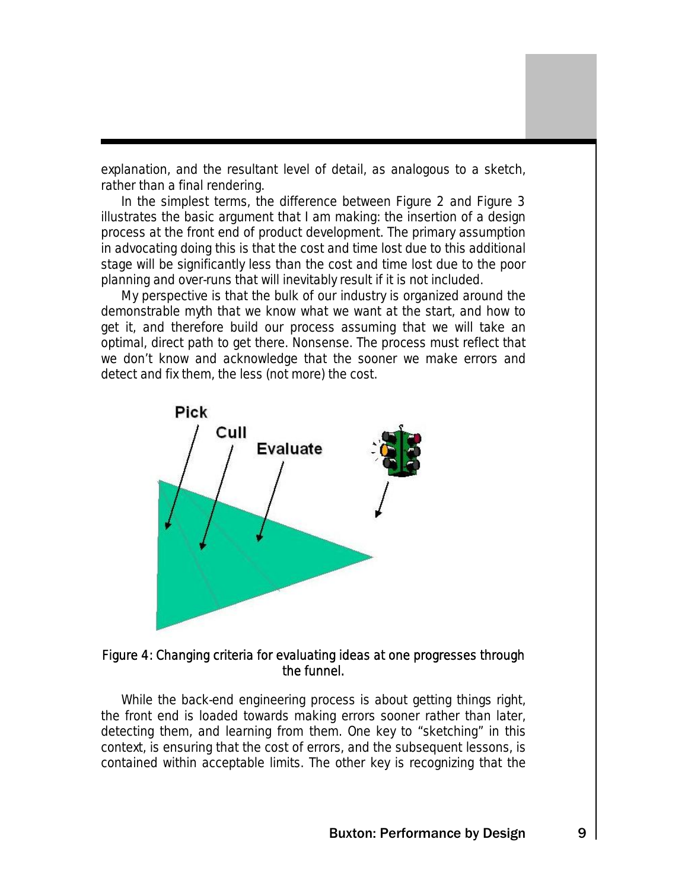explanation, and the resultant level of detail, as analogous to a sketch, rather than a final rendering.

In the simplest terms, the difference between Figure 2 and Figure 3 illustrates the basic argument that I am making: the insertion of a design process at the front end of product development. The primary assumption in advocating doing this is that the cost and time lost due to this additional stage will be significantly less than the cost and time lost due to the poor planning and over-runs that will inevitably result if it is not included.

My perspective is that the bulk of our industry is organized around the demonstrable myth that we know what we want at the start, and how to get it, and therefore build our process assuming that we will take an optimal, direct path to get there. Nonsense. The process must reflect that we don't know and acknowledge that the sooner we make errors and detect and fix them, the less (not more) the cost.

Figure 4: Changing criteria for evaluating ideas at one progresses through the funnel.

While the back-end engineering process is about getting things right, the front end is loaded towards making errors sooner rather than later, detecting them, and learning from them. One key to "sketching" in this context, is ensuring that the cost of errors, and the subsequent lessons, is contained within acceptable limits. The other key is recognizing that the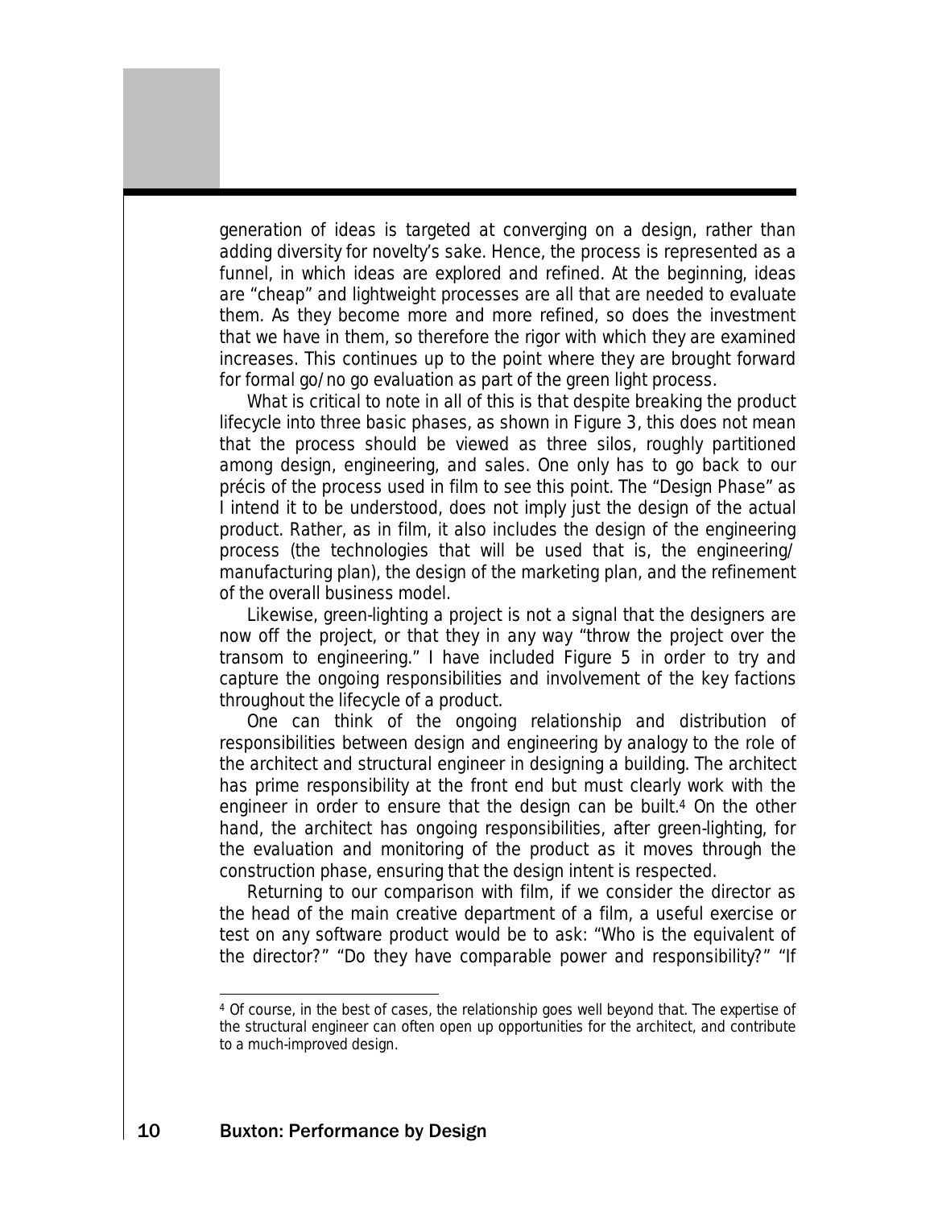generation of ideas is targeted at converging on a design, rather than adding diversity for novelty's sake. Hence, the process is represented as a funnel, in which ideas are explored and refined. At the beginning, ideas are "cheap" and lightweight processes are all that are needed to evaluate them. As they become more and more refined, so does the investment that we have in them, so therefore the rigor with which they are examined increases. This continues up to the point where they are brought forward for formal go/no go evaluation as part of the green light process.

What is critical to note in all of this is that despite breaking the product lifecycle into three basic phases, as shown in Figure 3, this does not mean that the process should be viewed as three silos, roughly partitioned among design, engineering, and sales. One only has to go back to our précis of the process used in film to see this point. The "Design Phase" as I intend it to be understood, does not imply just the design of the actual product. Rather, as in film, it also includes the design of the engineering process (the technologies that will be used that is, the engineering/ manufacturing plan), the design of the marketing plan, and the refinement of the overall business model.

Likewise, green-lighting a project is not a signal that the designers are now off the project, or that they in any way "throw the project over the transom to engineering." I have included Figure 5 in order to try and capture the ongoing responsibilities and involvement of the key factions throughout the lifecycle of a product.

One can think of the ongoing relationship and distribution of responsibilities between design and engineering by analogy to the role of the architect and structural engineer in designing a building. The architect has prime responsibility at the front end but must clearly work with the engineer in order to ensure that the design can be built.[4] On the other hand, the architect has ongoing responsibilities, after green-lighting, for the evaluation and monitoring of the product as it moves through the construction phase, ensuring that the design intent is respected.

Returning to our comparison with film, if we consider the director as the head of the main creative department of a film, a useful exercise or test on any software product would be to ask: "Who is the equivalent of the director?" "Do they have comparable power and responsibility?" "If

---

[4] Of course, in the best of cases, the relationship goes well beyond that. The expertise of the structural engineer can often open up opportunities for the architect, and contribute to a much-improved design.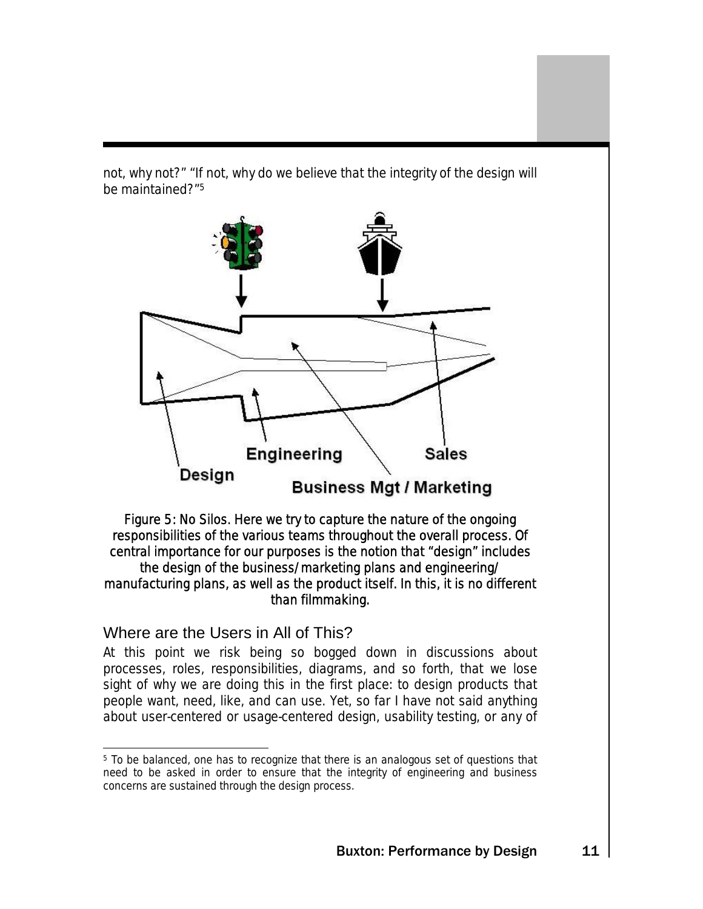not, why not?" "If not, why do we believe that the integrity of the design will be maintained?"[5]

Figure 5: No Silos. Here we try to capture the nature of the ongoing responsibilities of the various teams throughout the overall process. Of central importance for our purposes is the notion that "design" includes the design of the business/marketing plans and engineering/manufacturing plans, as well as the product itself. In this, it is no different than filmmaking.

## Where are the Users in All of This?

At this point we risk being so bogged down in discussions about processes, roles, responsibilities, diagrams, and so forth, that we lose sight of why we are doing this in the first place: to design products that people want, need, like, and can use. Yet, so far I have not said anything about user-centered or usage-centered design, usability testing, or any of

---

[5] To be balanced, one has to recognize that there is an analogous set of questions that need to be asked in order to ensure that the integrity of engineering and business concerns are sustained through the design process.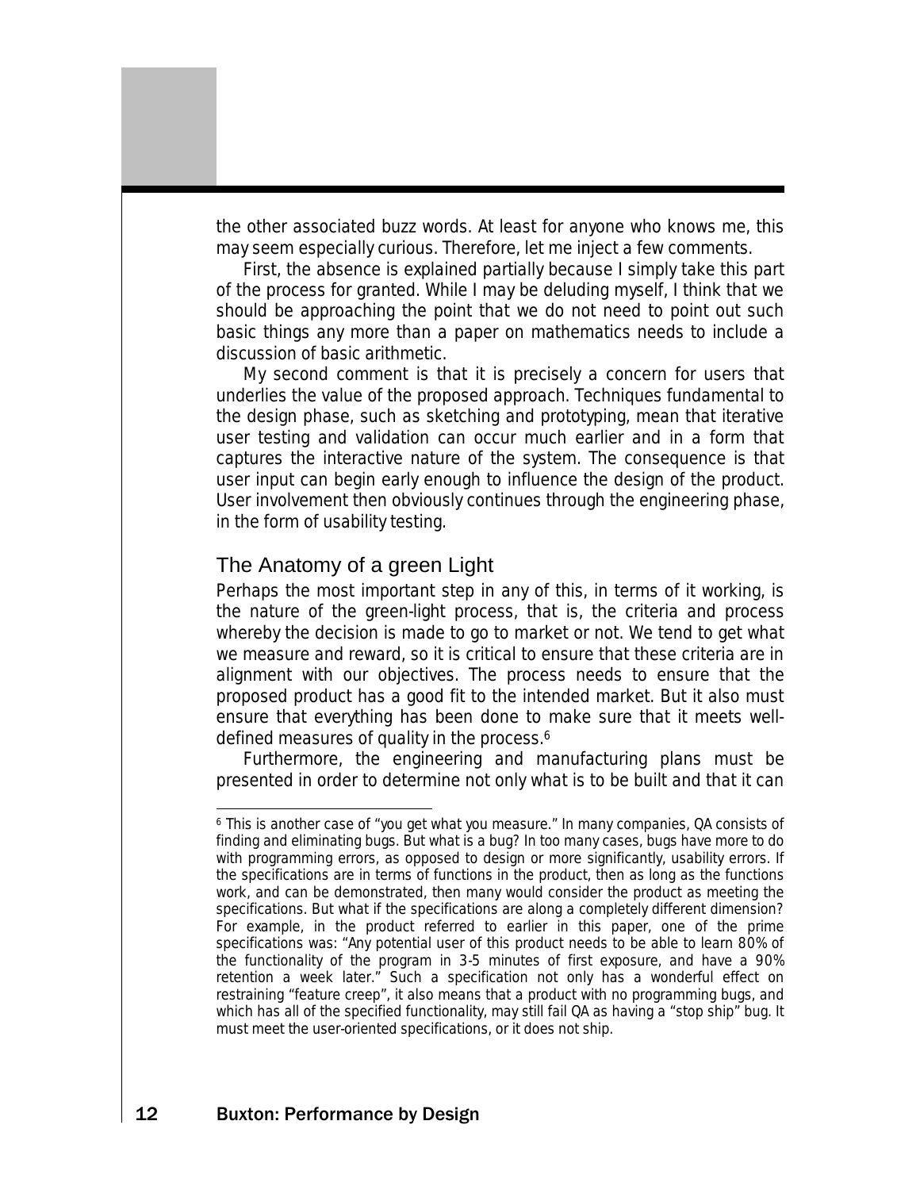the other associated buzz words. At least for anyone who knows me, this may seem especially curious. Therefore, let me inject a few comments.

First, the absence is explained partially because I simply take this part of the process for granted. While I may be deluding myself, I think that we should be approaching the point that we do not need to point out such basic things any more than a paper on mathematics needs to include a discussion of basic arithmetic.

My second comment is that it is precisely a concern for users that underlies the value of the proposed approach. Techniques fundamental to the design phase, such as sketching and prototyping, mean that iterative user testing and validation can occur much earlier and in a form that captures the interactive nature of the system. The consequence is that user input can begin early enough to influence the design of the product. User involvement then obviously continues through the engineering phase, in the form of usability testing.

## The Anatomy of a green Light

Perhaps the most important step in any of this, in terms of it working, is the nature of the green-light process, that is, the criteria and process whereby the decision is made to go to market or not. We tend to get what we measure and reward, so it is critical to ensure that these criteria are in alignment with our objectives. The process needs to ensure that the proposed product has a good fit to the intended market. But it also must ensure that everything has been done to make sure that it meets well-defined measures of quality in the process.[6]

Furthermore, the engineering and manufacturing plans must be presented in order to determine not only what is to be built and that it can

---

[6] This is another case of "you get what you measure." In many companies, QA consists of finding and eliminating bugs. But what is a bug? In too many cases, bugs have more to do with programming errors, as opposed to design or more significantly, usability errors. If the specifications are in terms of functions in the product, then as long as the functions work, and can be demonstrated, then many would consider the product as meeting the specifications. But what if the specifications are along a completely different dimension? For example, in the product referred to earlier in this paper, one of the prime specifications was: "Any potential user of this product needs to be able to learn 80% of the functionality of the program in 3-5 minutes of first exposure, and have a 90% retention a week later." Such a specification not only has a wonderful effect on restraining "feature creep", it also means that a product with no programming bugs, and which has all of the specified functionality, may still fail QA as having a "stop ship" bug. It must meet the user-oriented specifications, or it does not ship.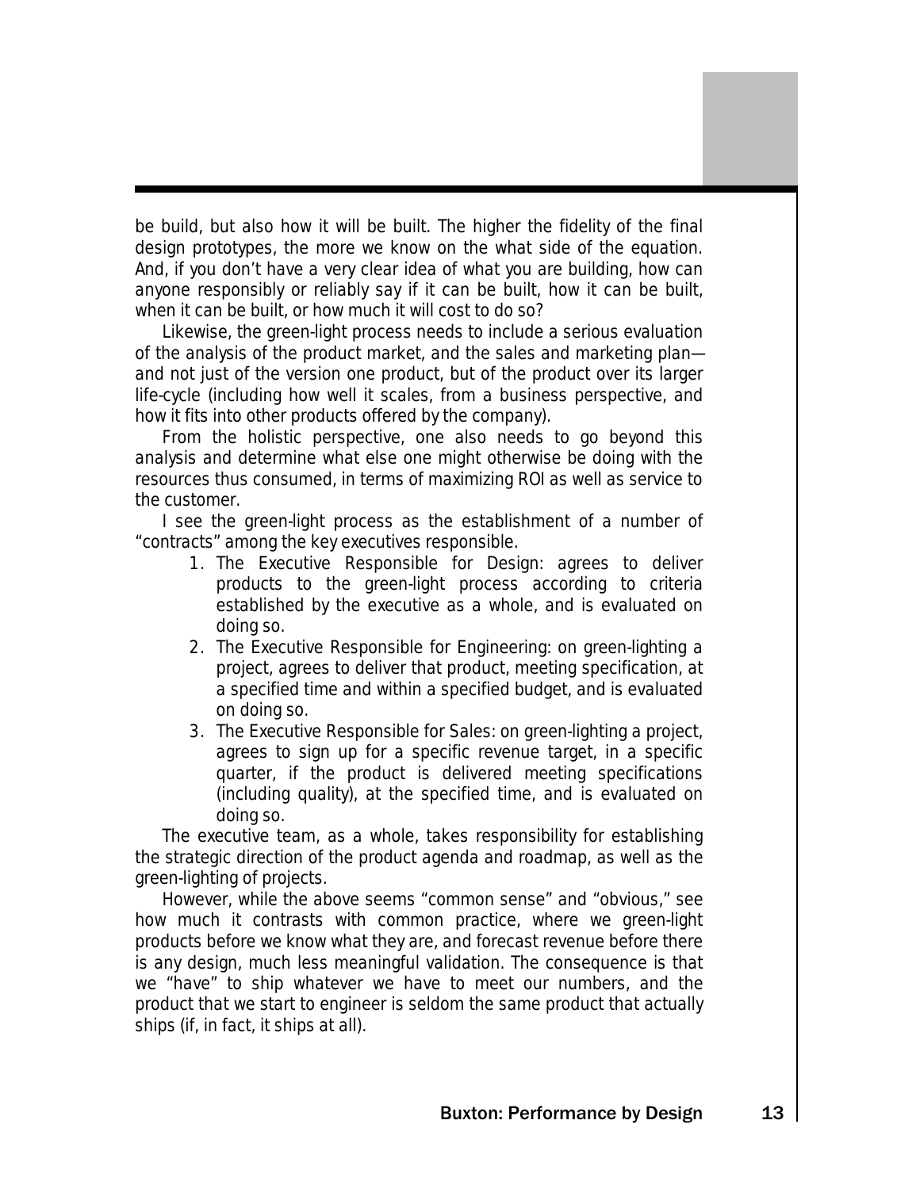be build, but also how it will be built. The higher the fidelity of the final design prototypes, the more we know on the what side of the equation. And, if you don't have a very clear idea of what you are building, how can anyone responsibly or reliably say if it can be built, how it can be built, when it can be built, or how much it will cost to do so?

Likewise, the green-light process needs to include a serious evaluation of the analysis of the product market, and the sales and marketing plan—and not just of the version one product, but of the product over its larger life-cycle (including how well it scales, from a business perspective, and how it fits into other products offered by the company).

From the holistic perspective, one also needs to go beyond this analysis and determine what else one might otherwise be doing with the resources thus consumed, in terms of maximizing ROI as well as service to the customer.

I see the green-light process as the establishment of a number of "contracts" among the key executives responsible.

1. The Executive Responsible for Design: agrees to deliver products to the green-light process according to criteria established by the executive as a whole, and is evaluated on doing so.
2. The Executive Responsible for Engineering: on green-lighting a project, agrees to deliver that product, meeting specification, at a specified time and within a specified budget, and is evaluated on doing so.
3. The Executive Responsible for Sales: on green-lighting a project, agrees to sign up for a specific revenue target, in a specific quarter, if the product is delivered meeting specifications (including quality), at the specified time, and is evaluated on doing so.

The executive team, as a whole, takes responsibility for establishing the strategic direction of the product agenda and roadmap, as well as the green-lighting of projects.

However, while the above seems "common sense" and "obvious," see how much it contrasts with common practice, where we green-light products before we know what they are, and forecast revenue before there is any design, much less meaningful validation. The consequence is that we "have" to ship whatever we have to meet our numbers, and the product that we start to engineer is seldom the same product that actually ships (if, in fact, it ships at all).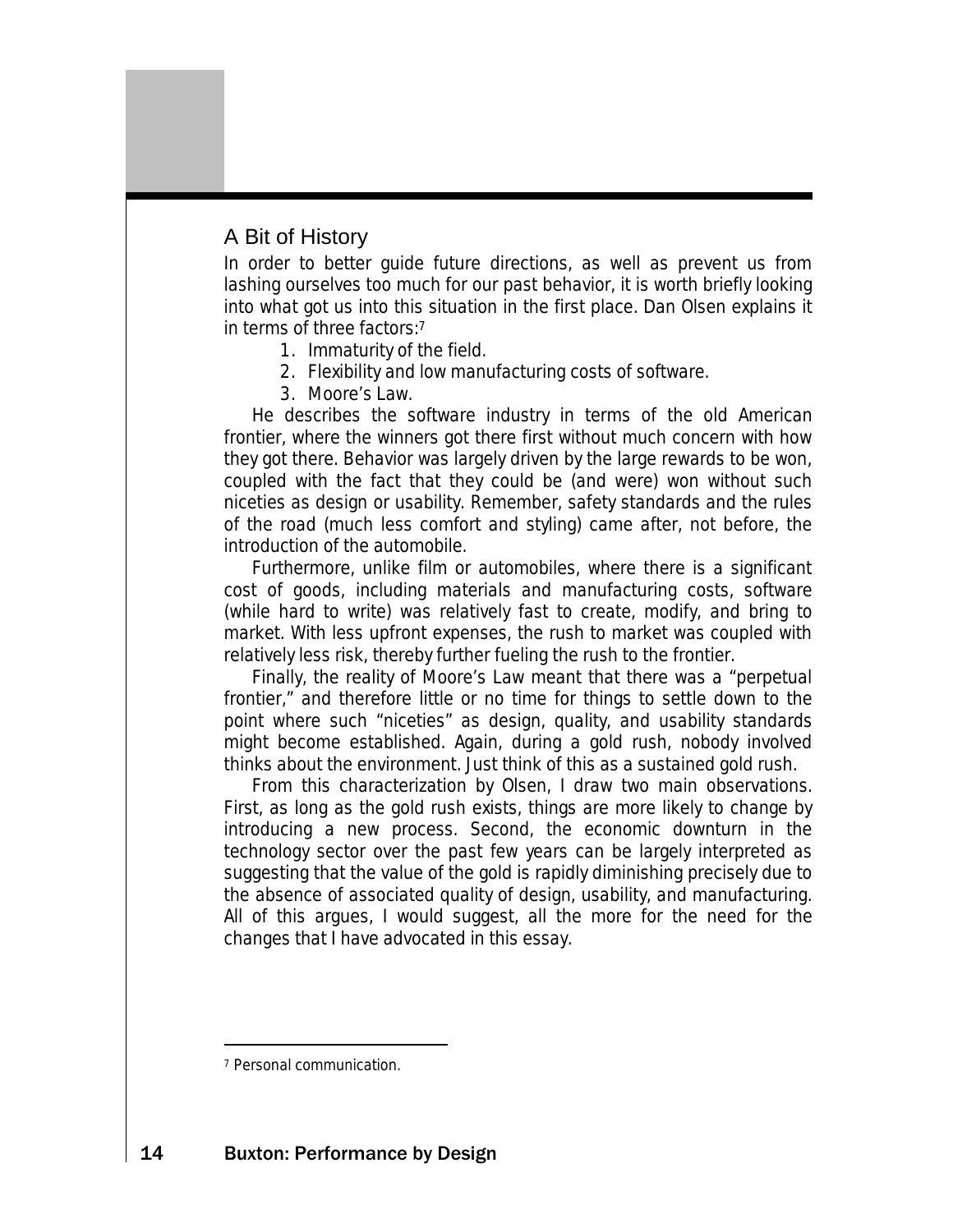## A Bit of History

In order to better guide future directions, as well as prevent us from lashing ourselves too much for our past behavior, it is worth briefly looking into what got us into this situation in the first place. Dan Olsen explains it in terms of three factors:[7]

1. Immaturity of the field.
2. Flexibility and low manufacturing costs of software.
3. Moore's Law.

He describes the software industry in terms of the old American frontier, where the winners got there first without much concern with how they got there. Behavior was largely driven by the large rewards to be won, coupled with the fact that they could be (and were) won without such niceties as design or usability. Remember, safety standards and the rules of the road (much less comfort and styling) came after, not before, the introduction of the automobile.

Furthermore, unlike film or automobiles, where there is a significant cost of goods, including materials and manufacturing costs, software (while hard to write) was relatively fast to create, modify, and bring to market. With less upfront expenses, the rush to market was coupled with relatively less risk, thereby further fueling the rush to the frontier.

Finally, the reality of Moore's Law meant that there was a "perpetual frontier," and therefore little or no time for things to settle down to the point where such "niceties" as design, quality, and usability standards might become established. Again, during a gold rush, nobody involved thinks about the environment. Just think of this as a sustained gold rush.

From this characterization by Olsen, I draw two main observations. First, as long as the gold rush exists, things are more likely to change by introducing a new process. Second, the economic downturn in the technology sector over the past few years can be largely interpreted as suggesting that the value of the gold is rapidly diminishing precisely due to the absence of associated quality of design, usability, and manufacturing. All of this argues, I would suggest, all the more for the need for the changes that I have advocated in this essay.

[7] Personal communication.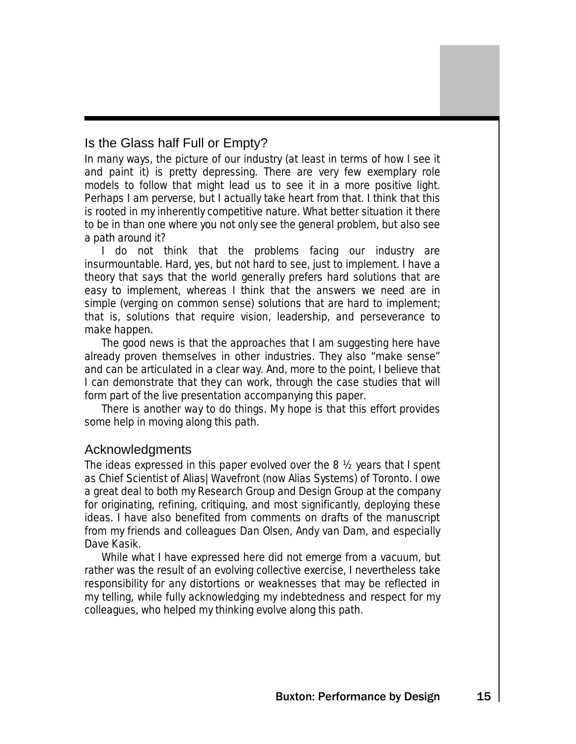## Is the Glass half Full or Empty?

In many ways, the picture of our industry (at least in terms of how I see it and paint it) is pretty depressing. There are very few exemplary role models to follow that might lead us to see it in a more positive light. Perhaps I am perverse, but I actually take heart from that. I think that this is rooted in my inherently competitive nature. What better situation it there to be in than one where you not only see the general problem, but also see a path around it?

I do not think that the problems facing our industry are insurmountable. Hard, yes, but not hard to see, just to implement. I have a theory that says that the world generally prefers hard solutions that are easy to implement, whereas I think that the answers we need are in simple (verging on common sense) solutions that are hard to implement; that is, solutions that require vision, leadership, and perseverance to make happen.

The good news is that the approaches that I am suggesting here have already proven themselves in other industries. They also "make sense" and can be articulated in a clear way. And, more to the point, I believe that I can demonstrate that they can work, through the case studies that will form part of the live presentation accompanying this paper.

There is another way to do things. My hope is that this effort provides some help in moving along this path.

## Acknowledgments

The ideas expressed in this paper evolved over the 8 ½ years that I spent as Chief Scientist of Alias|Wavefront (now Alias Systems) of Toronto. I owe a great deal to both my Research Group and Design Group at the company for originating, refining, critiquing, and most significantly, deploying these ideas. I have also benefited from comments on drafts of the manuscript from my friends and colleagues Dan Olsen, Andy van Dam, and especially Dave Kasik.

While what I have expressed here did not emerge from a vacuum, but rather was the result of an evolving collective exercise, I nevertheless take responsibility for any distortions or weaknesses that may be reflected in my telling, while fully acknowledging my indebtedness and respect for my colleagues, who helped my thinking evolve along this path.